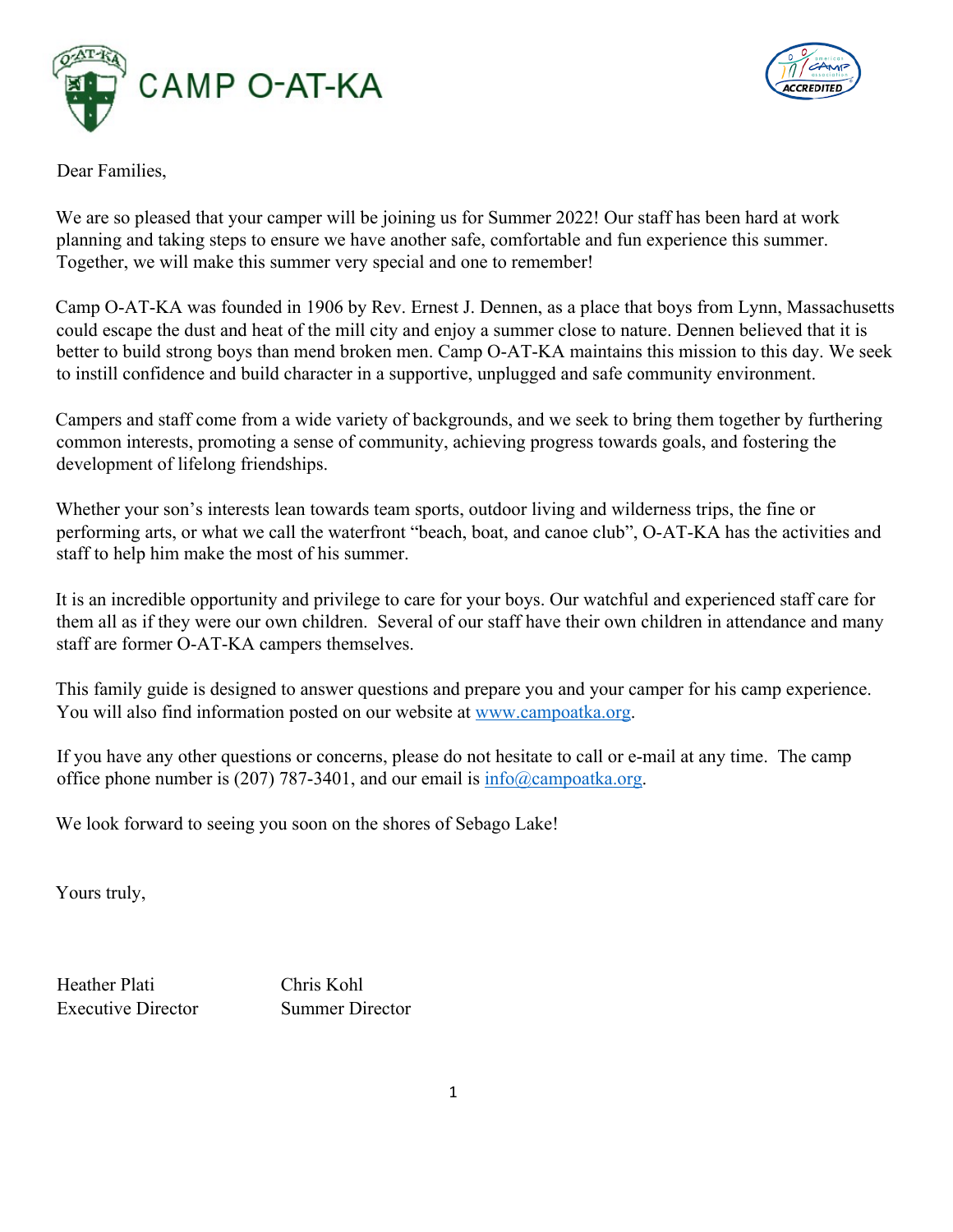# CAMP O-AT-KA

Dear Families,

We are so pleased that your camper will be joining us for Summer 2022! Our staff has been hard at work planning and taking steps to ensure we have another safe, comfortable and fun experience this summer. Together, we will make this summer very special and one to remember!

Camp O-AT-KA was founded in 1906 by Rev. Ernest J. Dennen, as a place that boys from Lynn, Massachusetts could escape the dust and heat of the mill city and enjoy a summer close to nature. Dennen believed that it is better to build strong boys than mend broken men. Camp O-AT-KA maintains this mission to this day. We seek to instill confidence and build character in a supportive, unplugged and safe community environment.

Campers and staff come from a wide variety of backgrounds, and we seek to bring them together by furthering common interests, promoting a sense of community, achieving progress towards goals, and fostering the development of lifelong friendships.

Whether your son's interests lean towards team sports, outdoor living and wilderness trips, the fine or performing arts, or what we call the waterfront "beach, boat, and canoe club", O-AT-KA has the activities and staff to help him make the most of his summer.

It is an incredible opportunity and privilege to care for your boys. Our watchful and experienced staff care for them all as if they were our own children. Several of our staff have their own children in attendance and many staff are former O-AT-KA campers themselves.

This family guide is designed to answer questions and prepare you and your camper for his camp experience. You will also find information posted on our website at www.campoatka.org.

If you have any other questions or concerns, please do not hesitate to call or e-mail at any time. The camp office phone number is (207) 787-3401, and our email is info@campoatka.org.

We look forward to seeing you soon on the shores of Sebago Lake!

Yours truly,

Heather Plati
Executive Director

Chris Kohl
Summer Director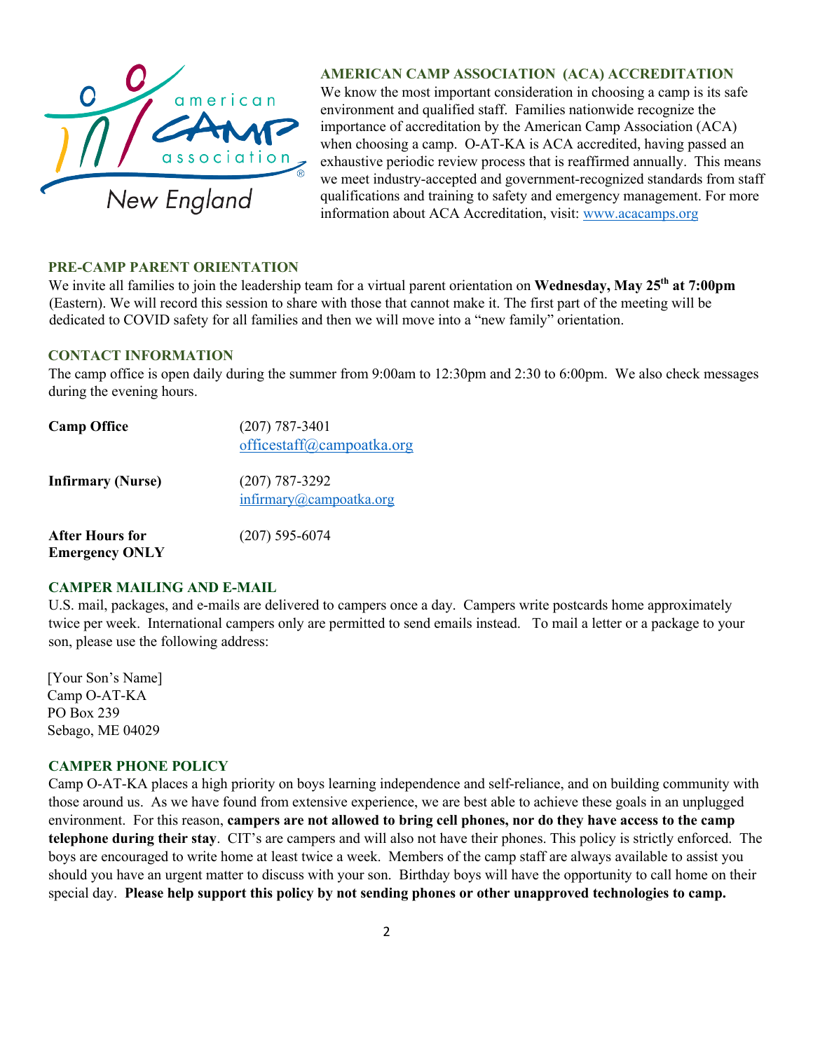## AMERICAN CAMP ASSOCIATION (ACA) ACCREDITATION

We know the most important consideration in choosing a camp is its safe environment and qualified staff. Families nationwide recognize the importance of accreditation by the American Camp Association (ACA) when choosing a camp. O-AT-KA is ACA accredited, having passed an exhaustive periodic review process that is reaffirmed annually. This means we meet industry-accepted and government-recognized standards from staff qualifications and training to safety and emergency management. For more information about ACA Accreditation, visit: www.acacamps.org

## PRE-CAMP PARENT ORIENTATION

We invite all families to join the leadership team for a virtual parent orientation on **Wednesday, May 25th at 7:00pm** (Eastern). We will record this session to share with those that cannot make it. The first part of the meeting will be dedicated to COVID safety for all families and then we will move into a "new family" orientation.

## CONTACT INFORMATION

The camp office is open daily during the summer from 9:00am to 12:30pm and 2:30 to 6:00pm. We also check messages during the evening hours.

| | |
|---|---|
| **Camp Office** | (207) 787-3401<br>officestaff@campoatka.org |
| **Infirmary (Nurse)** | (207) 787-3292<br>infirmary@campoatka.org |
| **After Hours for Emergency ONLY** | (207) 595-6074 |

## CAMPER MAILING AND E-MAIL

U.S. mail, packages, and e-mails are delivered to campers once a day. Campers write postcards home approximately twice per week. International campers only are permitted to send emails instead. To mail a letter or a package to your son, please use the following address:

[Your Son's Name]
Camp O-AT-KA
PO Box 239
Sebago, ME 04029

## CAMPER PHONE POLICY

Camp O-AT-KA places a high priority on boys learning independence and self-reliance, and on building community with those around us. As we have found from extensive experience, we are best able to achieve these goals in an unplugged environment. For this reason, **campers are not allowed to bring cell phones, nor do they have access to the camp telephone during their stay**. CIT's are campers and will also not have their phones. This policy is strictly enforced. The boys are encouraged to write home at least twice a week. Members of the camp staff are always available to assist you should you have an urgent matter to discuss with your son. Birthday boys will have the opportunity to call home on their special day. **Please help support this policy by not sending phones or other unapproved technologies to camp.**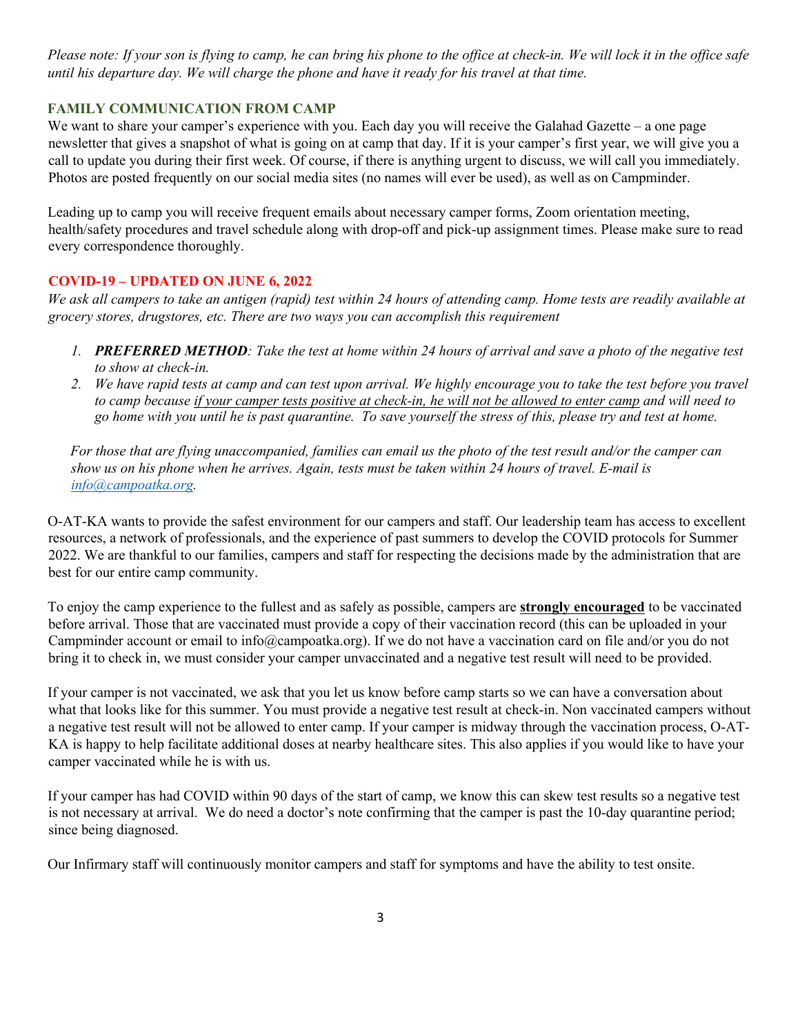*Please note: If your son is flying to camp, he can bring his phone to the office at check-in. We will lock it in the office safe until his departure day. We will charge the phone and have it ready for his travel at that time.*

## FAMILY COMMUNICATION FROM CAMP

We want to share your camper's experience with you. Each day you will receive the Galahad Gazette – a one page newsletter that gives a snapshot of what is going on at camp that day. If it is your camper's first year, we will give you a call to update you during their first week. Of course, if there is anything urgent to discuss, we will call you immediately. Photos are posted frequently on our social media sites (no names will ever be used), as well as on Campminder.

Leading up to camp you will receive frequent emails about necessary camper forms, Zoom orientation meeting, health/safety procedures and travel schedule along with drop-off and pick-up assignment times. Please make sure to read every correspondence thoroughly.

## COVID-19 – UPDATED ON JUNE 6, 2022

*We ask all campers to take an antigen (rapid) test within 24 hours of attending camp. Home tests are readily available at grocery stores, drugstores, etc. There are two ways you can accomplish this requirement*

1. ***PREFERRED METHOD**: Take the test at home within 24 hours of arrival and save a photo of the negative test to show at check-in.*
2. *We have rapid tests at camp and can test upon arrival. We highly encourage you to take the test before you travel to camp because <u>if your camper tests positive at check-in, he will not be allowed to enter camp</u> and will need to go home with you until he is past quarantine. To save yourself the stress of this, please try and test at home.*

*For those that are flying unaccompanied, families can email us the photo of the test result and/or the camper can show us on his phone when he arrives. Again, tests must be taken within 24 hours of travel. E-mail is [info@campoatka.org](mailto:info@campoatka.org).*

O-AT-KA wants to provide the safest environment for our campers and staff. Our leadership team has access to excellent resources, a network of professionals, and the experience of past summers to develop the COVID protocols for Summer 2022. We are thankful to our families, campers and staff for respecting the decisions made by the administration that are best for our entire camp community.

To enjoy the camp experience to the fullest and as safely as possible, campers are **<u>strongly encouraged</u>** to be vaccinated before arrival. Those that are vaccinated must provide a copy of their vaccination record (this can be uploaded in your Campminder account or email to info@campoatka.org). If we do not have a vaccination card on file and/or you do not bring it to check in, we must consider your camper unvaccinated and a negative test result will need to be provided.

If your camper is not vaccinated, we ask that you let us know before camp starts so we can have a conversation about what that looks like for this summer. You must provide a negative test result at check-in. Non vaccinated campers without a negative test result will not be allowed to enter camp. If your camper is midway through the vaccination process, O-AT-KA is happy to help facilitate additional doses at nearby healthcare sites. This also applies if you would like to have your camper vaccinated while he is with us.

If your camper has had COVID within 90 days of the start of camp, we know this can skew test results so a negative test is not necessary at arrival. We do need a doctor's note confirming that the camper is past the 10-day quarantine period; since being diagnosed.

Our Infirmary staff will continuously monitor campers and staff for symptoms and have the ability to test onsite.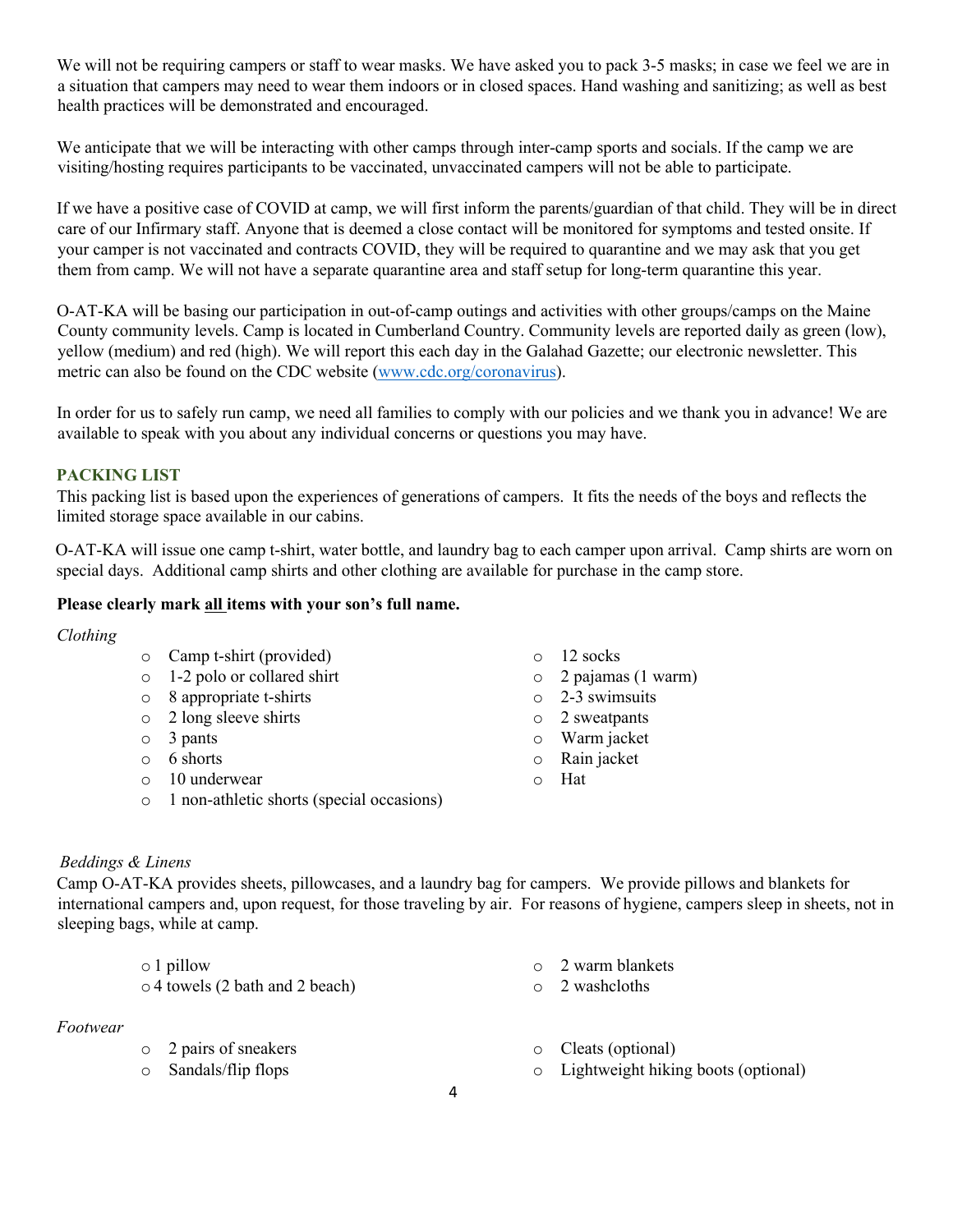We will not be requiring campers or staff to wear masks. We have asked you to pack 3-5 masks; in case we feel we are in a situation that campers may need to wear them indoors or in closed spaces. Hand washing and sanitizing; as well as best health practices will be demonstrated and encouraged.

We anticipate that we will be interacting with other camps through inter-camp sports and socials. If the camp we are visiting/hosting requires participants to be vaccinated, unvaccinated campers will not be able to participate.

If we have a positive case of COVID at camp, we will first inform the parents/guardian of that child. They will be in direct care of our Infirmary staff. Anyone that is deemed a close contact will be monitored for symptoms and tested onsite. If your camper is not vaccinated and contracts COVID, they will be required to quarantine and we may ask that you get them from camp. We will not have a separate quarantine area and staff setup for long-term quarantine this year.

O-AT-KA will be basing our participation in out-of-camp outings and activities with other groups/camps on the Maine County community levels. Camp is located in Cumberland Country. Community levels are reported daily as green (low), yellow (medium) and red (high). We will report this each day in the Galahad Gazette; our electronic newsletter. This metric can also be found on the CDC website (www.cdc.org/coronavirus).

In order for us to safely run camp, we need all families to comply with our policies and we thank you in advance! We are available to speak with you about any individual concerns or questions you may have.

## PACKING LIST

This packing list is based upon the experiences of generations of campers. It fits the needs of the boys and reflects the limited storage space available in our cabins.

O-AT-KA will issue one camp t-shirt, water bottle, and laundry bag to each camper upon arrival. Camp shirts are worn on special days. Additional camp shirts and other clothing are available for purchase in the camp store.

**Please clearly mark all items with your son's full name.**

*Clothing*

- Camp t-shirt (provided)
- 1-2 polo or collared shirt
- 8 appropriate t-shirts
- 2 long sleeve shirts
- 3 pants
- 6 shorts
- 10 underwear
- 1 non-athletic shorts (special occasions)
- 12 socks
- 2 pajamas (1 warm)
- 2-3 swimsuits
- 2 sweatpants
- Warm jacket
- Rain jacket
- Hat

*Beddings & Linens*

Camp O-AT-KA provides sheets, pillowcases, and a laundry bag for campers. We provide pillows and blankets for international campers and, upon request, for those traveling by air. For reasons of hygiene, campers sleep in sheets, not in sleeping bags, while at camp.

- 1 pillow
- 4 towels (2 bath and 2 beach)
- 2 warm blankets
- 2 washcloths

*Footwear*

- 2 pairs of sneakers
- Sandals/flip flops
- Cleats (optional)
- Lightweight hiking boots (optional)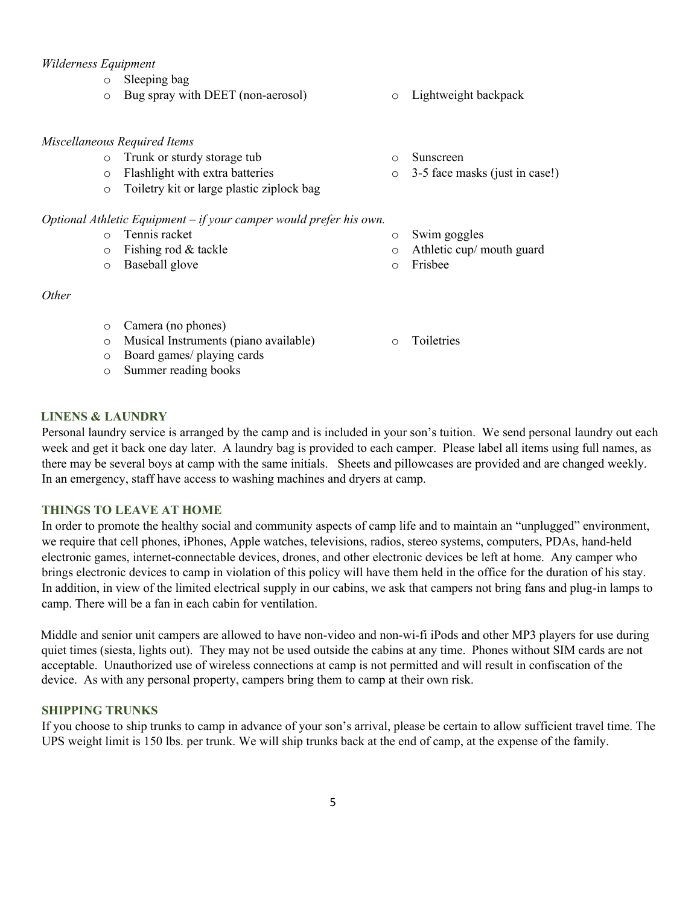*Wilderness Equipment*

- Sleeping bag
- Bug spray with DEET (non-aerosol)
- Lightweight backpack

*Miscellaneous Required Items*

- Trunk or sturdy storage tub
- Flashlight with extra batteries
- Toiletry kit or large plastic ziplock bag
- Sunscreen
- 3-5 face masks (just in case!)

*Optional Athletic Equipment – if your camper would prefer his own.*

- Tennis racket
- Fishing rod & tackle
- Baseball glove
- Swim goggles
- Athletic cup/ mouth guard
- Frisbee

*Other*

- Camera (no phones)
- Musical Instruments (piano available)
- Board games/ playing cards
- Summer reading books
- Toiletries

## LINENS & LAUNDRY

Personal laundry service is arranged by the camp and is included in your son's tuition. We send personal laundry out each week and get it back one day later. A laundry bag is provided to each camper. Please label all items using full names, as there may be several boys at camp with the same initials. Sheets and pillowcases are provided and are changed weekly. In an emergency, staff have access to washing machines and dryers at camp.

## THINGS TO LEAVE AT HOME

In order to promote the healthy social and community aspects of camp life and to maintain an "unplugged" environment, we require that cell phones, iPhones, Apple watches, televisions, radios, stereo systems, computers, PDAs, hand-held electronic games, internet-connectable devices, drones, and other electronic devices be left at home. Any camper who brings electronic devices to camp in violation of this policy will have them held in the office for the duration of his stay. In addition, in view of the limited electrical supply in our cabins, we ask that campers not bring fans and plug-in lamps to camp. There will be a fan in each cabin for ventilation.

Middle and senior unit campers are allowed to have non-video and non-wi-fi iPods and other MP3 players for use during quiet times (siesta, lights out). They may not be used outside the cabins at any time. Phones without SIM cards are not acceptable. Unauthorized use of wireless connections at camp is not permitted and will result in confiscation of the device. As with any personal property, campers bring them to camp at their own risk.

## SHIPPING TRUNKS

If you choose to ship trunks to camp in advance of your son's arrival, please be certain to allow sufficient travel time. The UPS weight limit is 150 lbs. per trunk. We will ship trunks back at the end of camp, at the expense of the family.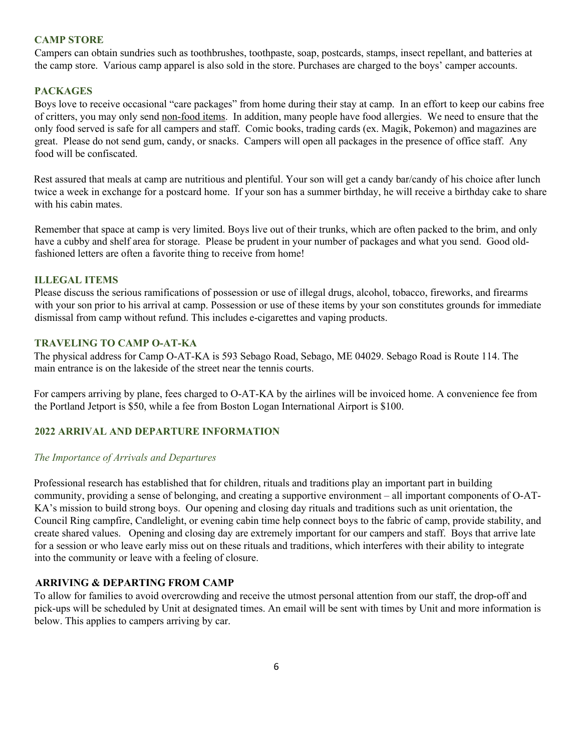## CAMP STORE

Campers can obtain sundries such as toothbrushes, toothpaste, soap, postcards, stamps, insect repellant, and batteries at the camp store. Various camp apparel is also sold in the store. Purchases are charged to the boys' camper accounts.

## PACKAGES

Boys love to receive occasional "care packages" from home during their stay at camp. In an effort to keep our cabins free of critters, you may only send non-food items. In addition, many people have food allergies. We need to ensure that the only food served is safe for all campers and staff. Comic books, trading cards (ex. Magik, Pokemon) and magazines are great. Please do not send gum, candy, or snacks. Campers will open all packages in the presence of office staff. Any food will be confiscated.

Rest assured that meals at camp are nutritious and plentiful. Your son will get a candy bar/candy of his choice after lunch twice a week in exchange for a postcard home. If your son has a summer birthday, he will receive a birthday cake to share with his cabin mates.

Remember that space at camp is very limited. Boys live out of their trunks, which are often packed to the brim, and only have a cubby and shelf area for storage. Please be prudent in your number of packages and what you send. Good old-fashioned letters are often a favorite thing to receive from home!

## ILLEGAL ITEMS

Please discuss the serious ramifications of possession or use of illegal drugs, alcohol, tobacco, fireworks, and firearms with your son prior to his arrival at camp. Possession or use of these items by your son constitutes grounds for immediate dismissal from camp without refund. This includes e-cigarettes and vaping products.

## TRAVELING TO CAMP O-AT-KA

The physical address for Camp O-AT-KA is 593 Sebago Road, Sebago, ME 04029. Sebago Road is Route 114. The main entrance is on the lakeside of the street near the tennis courts.

For campers arriving by plane, fees charged to O-AT-KA by the airlines will be invoiced home. A convenience fee from the Portland Jetport is $50, while a fee from Boston Logan International Airport is $100.

## 2022 ARRIVAL AND DEPARTURE INFORMATION

*The Importance of Arrivals and Departures*

Professional research has established that for children, rituals and traditions play an important part in building community, providing a sense of belonging, and creating a supportive environment – all important components of O-AT-KA's mission to build strong boys. Our opening and closing day rituals and traditions such as unit orientation, the Council Ring campfire, Candlelight, or evening cabin time help connect boys to the fabric of camp, provide stability, and create shared values. Opening and closing day are extremely important for our campers and staff. Boys that arrive late for a session or who leave early miss out on these rituals and traditions, which interferes with their ability to integrate into the community or leave with a feeling of closure.

## ARRIVING & DEPARTING FROM CAMP

To allow for families to avoid overcrowding and receive the utmost personal attention from our staff, the drop-off and pick-ups will be scheduled by Unit at designated times. An email will be sent with times by Unit and more information is below. This applies to campers arriving by car.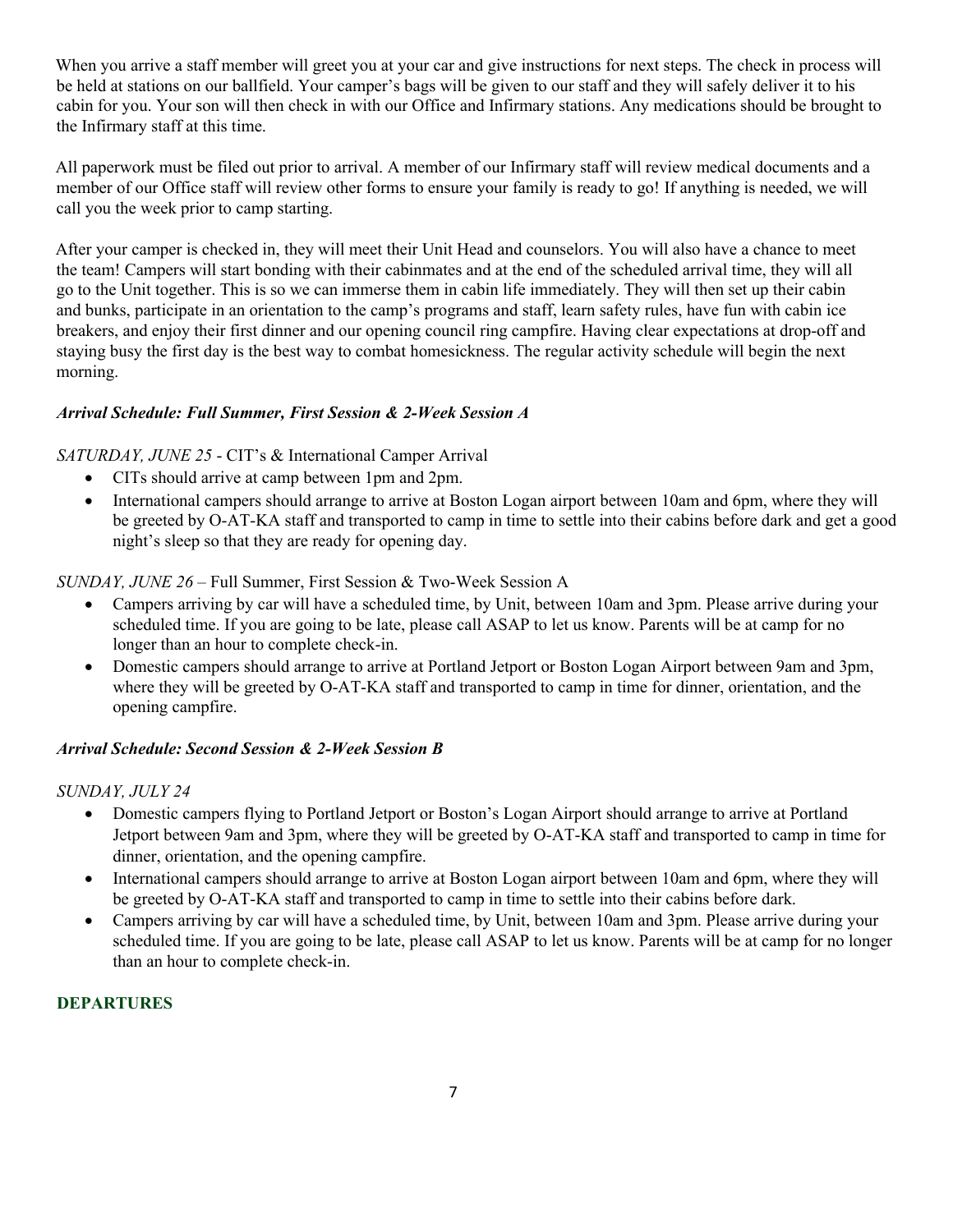When you arrive a staff member will greet you at your car and give instructions for next steps. The check in process will be held at stations on our ballfield. Your camper's bags will be given to our staff and they will safely deliver it to his cabin for you. Your son will then check in with our Office and Infirmary stations. Any medications should be brought to the Infirmary staff at this time.

All paperwork must be filed out prior to arrival. A member of our Infirmary staff will review medical documents and a member of our Office staff will review other forms to ensure your family is ready to go! If anything is needed, we will call you the week prior to camp starting.

After your camper is checked in, they will meet their Unit Head and counselors. You will also have a chance to meet the team! Campers will start bonding with their cabinmates and at the end of the scheduled arrival time, they will all go to the Unit together. This is so we can immerse them in cabin life immediately. They will then set up their cabin and bunks, participate in an orientation to the camp's programs and staff, learn safety rules, have fun with cabin ice breakers, and enjoy their first dinner and our opening council ring campfire. Having clear expectations at drop-off and staying busy the first day is the best way to combat homesickness. The regular activity schedule will begin the next morning.

***Arrival Schedule: Full Summer, First Session & 2-Week Session A***

*SATURDAY, JUNE 25* - CIT's & International Camper Arrival

- CITs should arrive at camp between 1pm and 2pm.
- International campers should arrange to arrive at Boston Logan airport between 10am and 6pm, where they will be greeted by O-AT-KA staff and transported to camp in time to settle into their cabins before dark and get a good night's sleep so that they are ready for opening day.

*SUNDAY, JUNE 26* – Full Summer, First Session & Two-Week Session A

- Campers arriving by car will have a scheduled time, by Unit, between 10am and 3pm. Please arrive during your scheduled time. If you are going to be late, please call ASAP to let us know. Parents will be at camp for no longer than an hour to complete check-in.
- Domestic campers should arrange to arrive at Portland Jetport or Boston Logan Airport between 9am and 3pm, where they will be greeted by O-AT-KA staff and transported to camp in time for dinner, orientation, and the opening campfire.

***Arrival Schedule: Second Session & 2-Week Session B***

*SUNDAY, JULY 24*

- Domestic campers flying to Portland Jetport or Boston's Logan Airport should arrange to arrive at Portland Jetport between 9am and 3pm, where they will be greeted by O-AT-KA staff and transported to camp in time for dinner, orientation, and the opening campfire.
- International campers should arrange to arrive at Boston Logan airport between 10am and 6pm, where they will be greeted by O-AT-KA staff and transported to camp in time to settle into their cabins before dark.
- Campers arriving by car will have a scheduled time, by Unit, between 10am and 3pm. Please arrive during your scheduled time. If you are going to be late, please call ASAP to let us know. Parents will be at camp for no longer than an hour to complete check-in.

## DEPARTURES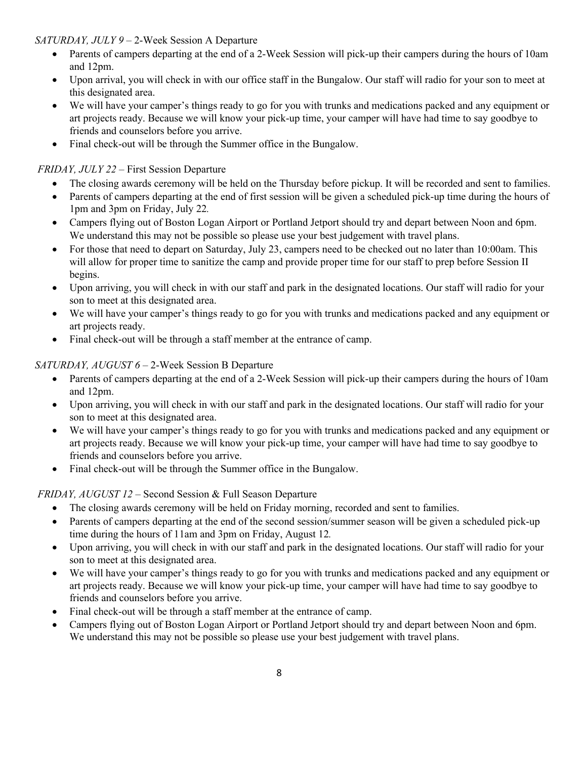*SATURDAY, JULY 9* – 2-Week Session A Departure

- Parents of campers departing at the end of a 2-Week Session will pick-up their campers during the hours of 10am and 12pm.
- Upon arrival, you will check in with our office staff in the Bungalow. Our staff will radio for your son to meet at this designated area.
- We will have your camper's things ready to go for you with trunks and medications packed and any equipment or art projects ready. Because we will know your pick-up time, your camper will have had time to say goodbye to friends and counselors before you arrive.
- Final check-out will be through the Summer office in the Bungalow.

*FRIDAY, JULY 22* – First Session Departure

- The closing awards ceremony will be held on the Thursday before pickup. It will be recorded and sent to families.
- Parents of campers departing at the end of first session will be given a scheduled pick-up time during the hours of 1pm and 3pm on Friday, July 22*.*
- Campers flying out of Boston Logan Airport or Portland Jetport should try and depart between Noon and 6pm. We understand this may not be possible so please use your best judgement with travel plans.
- For those that need to depart on Saturday, July 23, campers need to be checked out no later than 10:00am. This will allow for proper time to sanitize the camp and provide proper time for our staff to prep before Session II begins.
- Upon arriving, you will check in with our staff and park in the designated locations. Our staff will radio for your son to meet at this designated area.
- We will have your camper's things ready to go for you with trunks and medications packed and any equipment or art projects ready.
- Final check-out will be through a staff member at the entrance of camp.

*SATURDAY, AUGUST 6* – 2-Week Session B Departure

- Parents of campers departing at the end of a 2-Week Session will pick-up their campers during the hours of 10am and 12pm.
- Upon arriving, you will check in with our staff and park in the designated locations. Our staff will radio for your son to meet at this designated area.
- We will have your camper's things ready to go for you with trunks and medications packed and any equipment or art projects ready. Because we will know your pick-up time, your camper will have had time to say goodbye to friends and counselors before you arrive.
- Final check-out will be through the Summer office in the Bungalow.

*FRIDAY, AUGUST 12* – Second Session & Full Season Departure

- The closing awards ceremony will be held on Friday morning, recorded and sent to families.
- Parents of campers departing at the end of the second session/summer season will be given a scheduled pick-up time during the hours of 11am and 3pm on Friday, August 12*.*
- Upon arriving, you will check in with our staff and park in the designated locations. Our staff will radio for your son to meet at this designated area.
- We will have your camper's things ready to go for you with trunks and medications packed and any equipment or art projects ready. Because we will know your pick-up time, your camper will have had time to say goodbye to friends and counselors before you arrive.
- Final check-out will be through a staff member at the entrance of camp.
- Campers flying out of Boston Logan Airport or Portland Jetport should try and depart between Noon and 6pm. We understand this may not be possible so please use your best judgement with travel plans.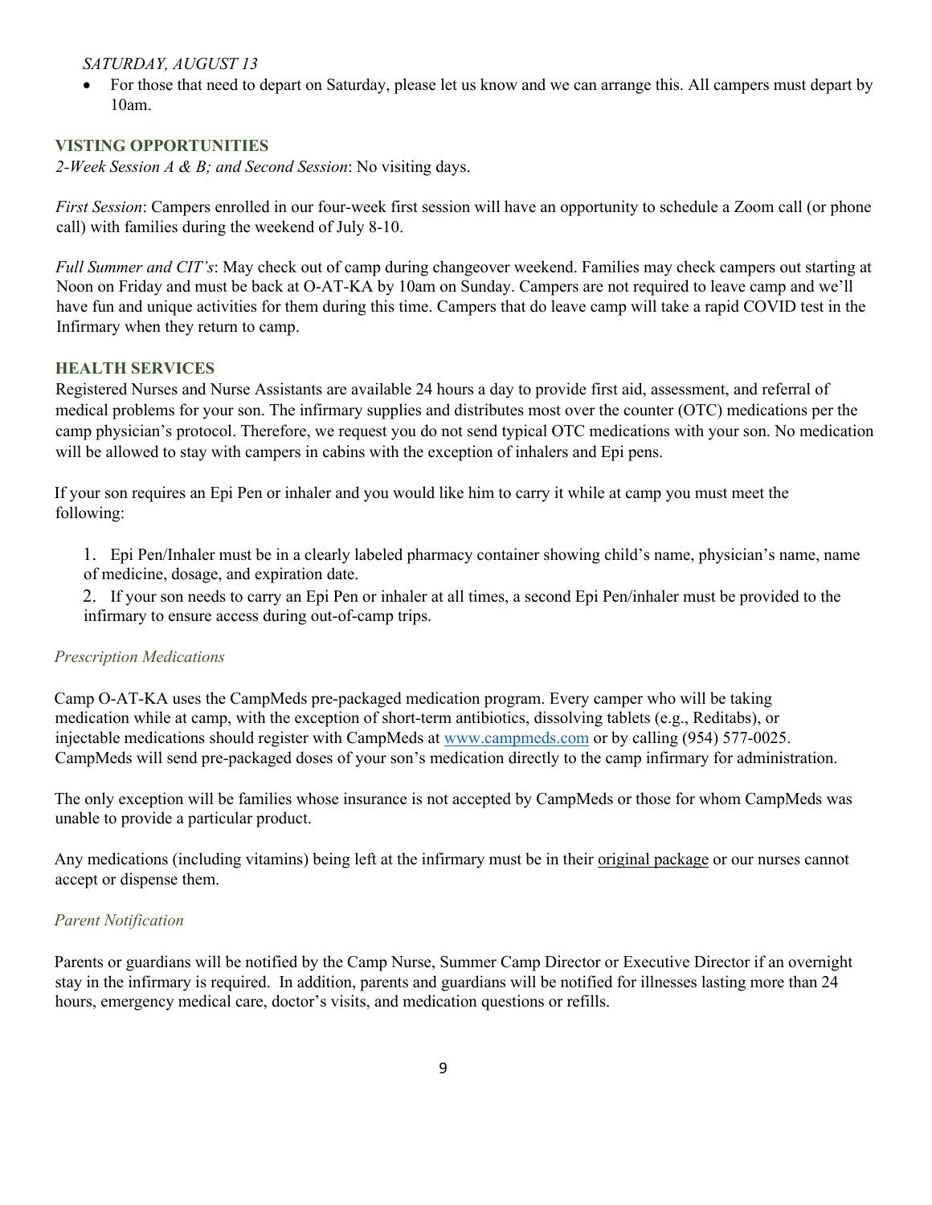*SATURDAY, AUGUST 13*

- For those that need to depart on Saturday, please let us know and we can arrange this. All campers must depart by 10am.

## VISTING OPPORTUNITIES

*2-Week Session A & B; and Second Session*: No visiting days.

*First Session*: Campers enrolled in our four-week first session will have an opportunity to schedule a Zoom call (or phone call) with families during the weekend of July 8-10.

*Full Summer and CIT's*: May check out of camp during changeover weekend. Families may check campers out starting at Noon on Friday and must be back at O-AT-KA by 10am on Sunday. Campers are not required to leave camp and we'll have fun and unique activities for them during this time. Campers that do leave camp will take a rapid COVID test in the Infirmary when they return to camp.

## HEALTH SERVICES

Registered Nurses and Nurse Assistants are available 24 hours a day to provide first aid, assessment, and referral of medical problems for your son. The infirmary supplies and distributes most over the counter (OTC) medications per the camp physician's protocol. Therefore, we request you do not send typical OTC medications with your son. No medication will be allowed to stay with campers in cabins with the exception of inhalers and Epi pens.

If your son requires an Epi Pen or inhaler and you would like him to carry it while at camp you must meet the following:

1. Epi Pen/Inhaler must be in a clearly labeled pharmacy container showing child's name, physician's name, name of medicine, dosage, and expiration date.
2. If your son needs to carry an Epi Pen or inhaler at all times, a second Epi Pen/inhaler must be provided to the infirmary to ensure access during out-of-camp trips.

### *Prescription Medications*

Camp O-AT-KA uses the CampMeds pre-packaged medication program. Every camper who will be taking medication while at camp, with the exception of short-term antibiotics, dissolving tablets (e.g., Reditabs), or injectable medications should register with CampMeds at www.campmeds.com or by calling (954) 577-0025. CampMeds will send pre-packaged doses of your son's medication directly to the camp infirmary for administration.

The only exception will be families whose insurance is not accepted by CampMeds or those for whom CampMeds was unable to provide a particular product.

Any medications (including vitamins) being left at the infirmary must be in their <u>original package</u> or our nurses cannot accept or dispense them.

### *Parent Notification*

Parents or guardians will be notified by the Camp Nurse, Summer Camp Director or Executive Director if an overnight stay in the infirmary is required. In addition, parents and guardians will be notified for illnesses lasting more than 24 hours, emergency medical care, doctor's visits, and medication questions or refills.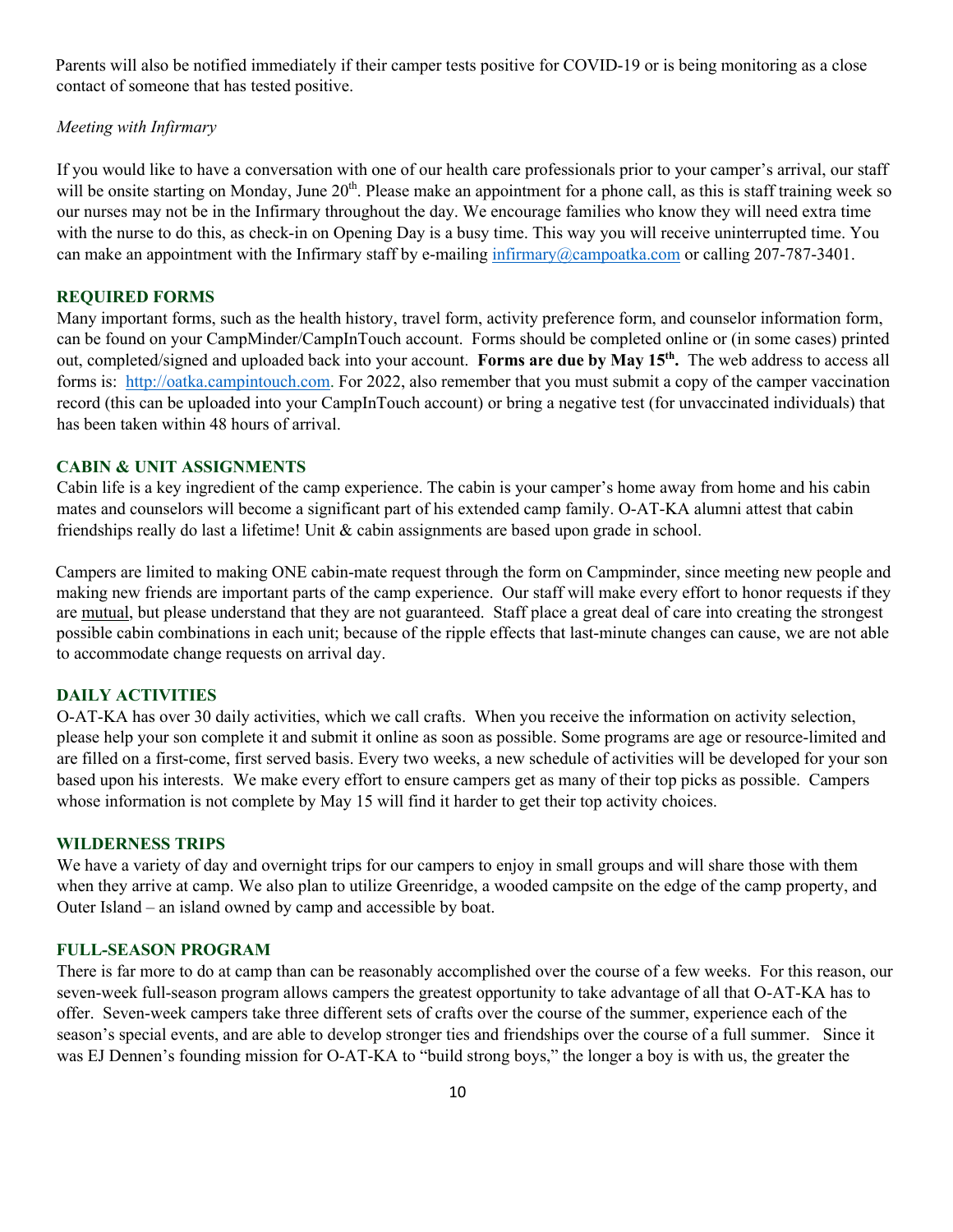Parents will also be notified immediately if their camper tests positive for COVID-19 or is being monitoring as a close contact of someone that has tested positive.

*Meeting with Infirmary*

If you would like to have a conversation with one of our health care professionals prior to your camper's arrival, our staff will be onsite starting on Monday, June 20th. Please make an appointment for a phone call, as this is staff training week so our nurses may not be in the Infirmary throughout the day. We encourage families who know they will need extra time with the nurse to do this, as check-in on Opening Day is a busy time. This way you will receive uninterrupted time. You can make an appointment with the Infirmary staff by e-mailing infirmary@campoatka.com or calling 207-787-3401.

## REQUIRED FORMS

Many important forms, such as the health history, travel form, activity preference form, and counselor information form, can be found on your CampMinder/CampInTouch account. Forms should be completed online or (in some cases) printed out, completed/signed and uploaded back into your account. **Forms are due by May 15th.** The web address to access all forms is: http://oatka.campintouch.com. For 2022, also remember that you must submit a copy of the camper vaccination record (this can be uploaded into your CampInTouch account) or bring a negative test (for unvaccinated individuals) that has been taken within 48 hours of arrival.

## CABIN & UNIT ASSIGNMENTS

Cabin life is a key ingredient of the camp experience. The cabin is your camper's home away from home and his cabin mates and counselors will become a significant part of his extended camp family. O-AT-KA alumni attest that cabin friendships really do last a lifetime! Unit & cabin assignments are based upon grade in school.

Campers are limited to making ONE cabin-mate request through the form on Campminder, since meeting new people and making new friends are important parts of the camp experience. Our staff will make every effort to honor requests if they are mutual, but please understand that they are not guaranteed. Staff place a great deal of care into creating the strongest possible cabin combinations in each unit; because of the ripple effects that last-minute changes can cause, we are not able to accommodate change requests on arrival day.

## DAILY ACTIVITIES

O-AT-KA has over 30 daily activities, which we call crafts. When you receive the information on activity selection, please help your son complete it and submit it online as soon as possible. Some programs are age or resource-limited and are filled on a first-come, first served basis. Every two weeks, a new schedule of activities will be developed for your son based upon his interests. We make every effort to ensure campers get as many of their top picks as possible. Campers whose information is not complete by May 15 will find it harder to get their top activity choices.

## WILDERNESS TRIPS

We have a variety of day and overnight trips for our campers to enjoy in small groups and will share those with them when they arrive at camp. We also plan to utilize Greenridge, a wooded campsite on the edge of the camp property, and Outer Island – an island owned by camp and accessible by boat.

## FULL-SEASON PROGRAM

There is far more to do at camp than can be reasonably accomplished over the course of a few weeks. For this reason, our seven-week full-season program allows campers the greatest opportunity to take advantage of all that O-AT-KA has to offer. Seven-week campers take three different sets of crafts over the course of the summer, experience each of the season's special events, and are able to develop stronger ties and friendships over the course of a full summer. Since it was EJ Dennen's founding mission for O-AT-KA to "build strong boys," the longer a boy is with us, the greater the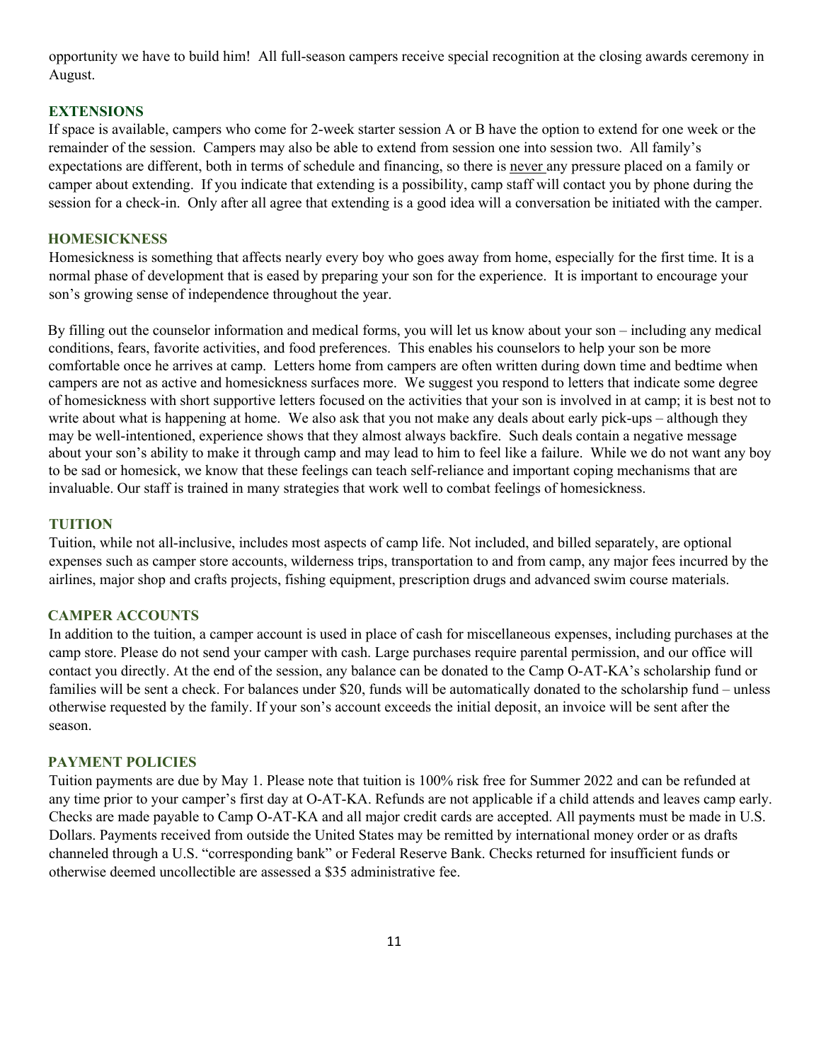opportunity we have to build him! All full-season campers receive special recognition at the closing awards ceremony in August.

## EXTENSIONS

If space is available, campers who come for 2-week starter session A or B have the option to extend for one week or the remainder of the session. Campers may also be able to extend from session one into session two. All family's expectations are different, both in terms of schedule and financing, so there is never any pressure placed on a family or camper about extending. If you indicate that extending is a possibility, camp staff will contact you by phone during the session for a check-in. Only after all agree that extending is a good idea will a conversation be initiated with the camper.

## HOMESICKNESS

Homesickness is something that affects nearly every boy who goes away from home, especially for the first time. It is a normal phase of development that is eased by preparing your son for the experience. It is important to encourage your son's growing sense of independence throughout the year.

By filling out the counselor information and medical forms, you will let us know about your son – including any medical conditions, fears, favorite activities, and food preferences. This enables his counselors to help your son be more comfortable once he arrives at camp. Letters home from campers are often written during down time and bedtime when campers are not as active and homesickness surfaces more. We suggest you respond to letters that indicate some degree of homesickness with short supportive letters focused on the activities that your son is involved in at camp; it is best not to write about what is happening at home. We also ask that you not make any deals about early pick-ups – although they may be well-intentioned, experience shows that they almost always backfire. Such deals contain a negative message about your son's ability to make it through camp and may lead to him to feel like a failure. While we do not want any boy to be sad or homesick, we know that these feelings can teach self-reliance and important coping mechanisms that are invaluable. Our staff is trained in many strategies that work well to combat feelings of homesickness.

## TUITION

Tuition, while not all-inclusive, includes most aspects of camp life. Not included, and billed separately, are optional expenses such as camper store accounts, wilderness trips, transportation to and from camp, any major fees incurred by the airlines, major shop and crafts projects, fishing equipment, prescription drugs and advanced swim course materials.

## CAMPER ACCOUNTS

In addition to the tuition, a camper account is used in place of cash for miscellaneous expenses, including purchases at the camp store. Please do not send your camper with cash. Large purchases require parental permission, and our office will contact you directly. At the end of the session, any balance can be donated to the Camp O-AT-KA's scholarship fund or families will be sent a check. For balances under $20, funds will be automatically donated to the scholarship fund – unless otherwise requested by the family. If your son's account exceeds the initial deposit, an invoice will be sent after the season.

## PAYMENT POLICIES

Tuition payments are due by May 1. Please note that tuition is 100% risk free for Summer 2022 and can be refunded at any time prior to your camper's first day at O-AT-KA. Refunds are not applicable if a child attends and leaves camp early. Checks are made payable to Camp O-AT-KA and all major credit cards are accepted. All payments must be made in U.S. Dollars. Payments received from outside the United States may be remitted by international money order or as drafts channeled through a U.S. "corresponding bank" or Federal Reserve Bank. Checks returned for insufficient funds or otherwise deemed uncollectible are assessed a $35 administrative fee.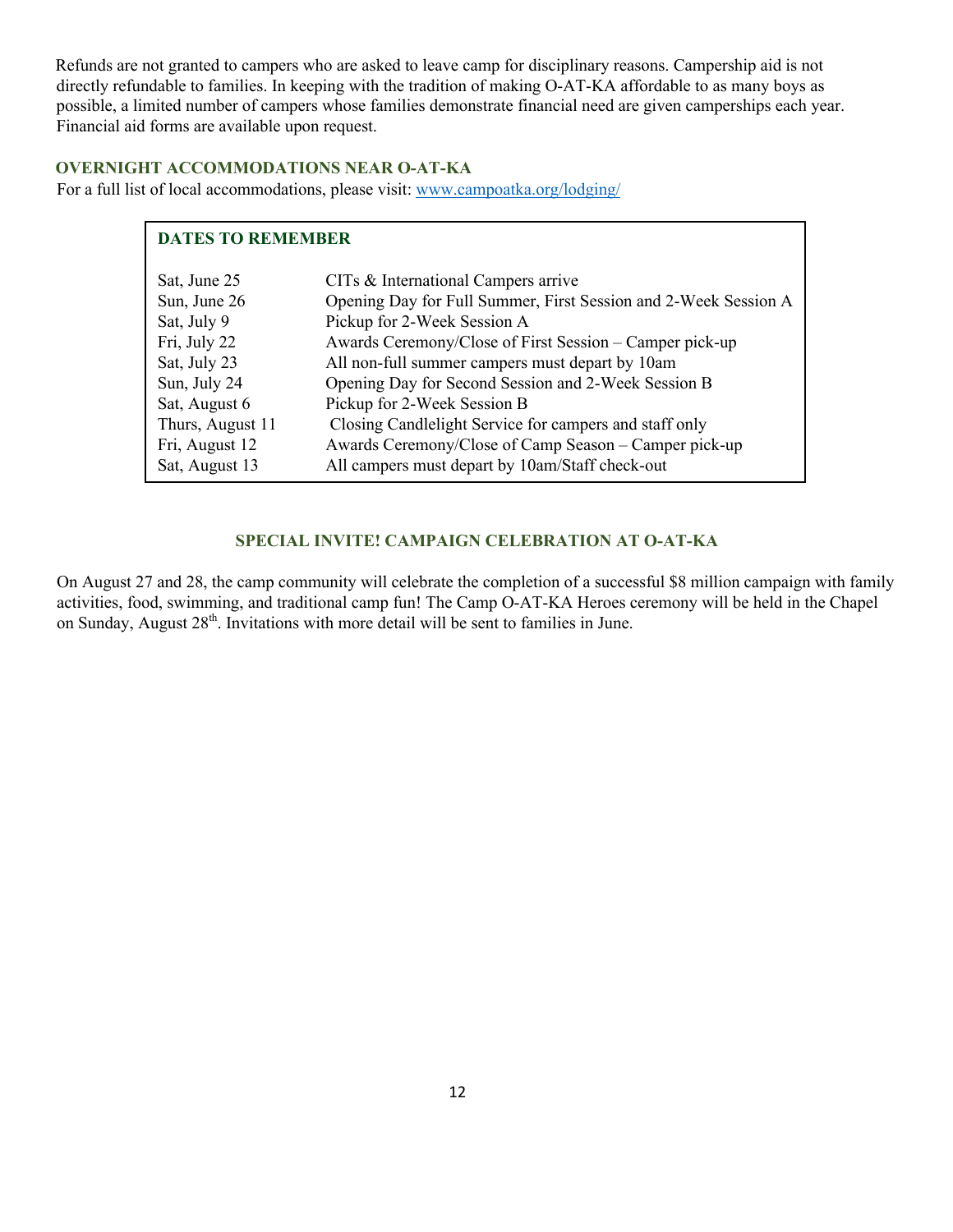Refunds are not granted to campers who are asked to leave camp for disciplinary reasons. Campership aid is not directly refundable to families. In keeping with the tradition of making O-AT-KA affordable to as many boys as possible, a limited number of campers whose families demonstrate financial need are given camperships each year. Financial aid forms are available upon request.

## OVERNIGHT ACCOMMODATIONS NEAR O-AT-KA

For a full list of local accommodations, please visit: www.campoatka.org/lodging/

### DATES TO REMEMBER

| | |
|---|---|
| Sat, June 25 | CITs & International Campers arrive |
| Sun, June 26 | Opening Day for Full Summer, First Session and 2-Week Session A |
| Sat, July 9 | Pickup for 2-Week Session A |
| Fri, July 22 | Awards Ceremony/Close of First Session – Camper pick-up |
| Sat, July 23 | All non-full summer campers must depart by 10am |
| Sun, July 24 | Opening Day for Second Session and 2-Week Session B |
| Sat, August 6 | Pickup for 2-Week Session B |
| Thurs, August 11 | Closing Candlelight Service for campers and staff only |
| Fri, August 12 | Awards Ceremony/Close of Camp Season – Camper pick-up |
| Sat, August 13 | All campers must depart by 10am/Staff check-out |

## SPECIAL INVITE! CAMPAIGN CELEBRATION AT O-AT-KA

On August 27 and 28, the camp community will celebrate the completion of a successful $8 million campaign with family activities, food, swimming, and traditional camp fun! The Camp O-AT-KA Heroes ceremony will be held in the Chapel on Sunday, August 28th. Invitations with more detail will be sent to families in June.